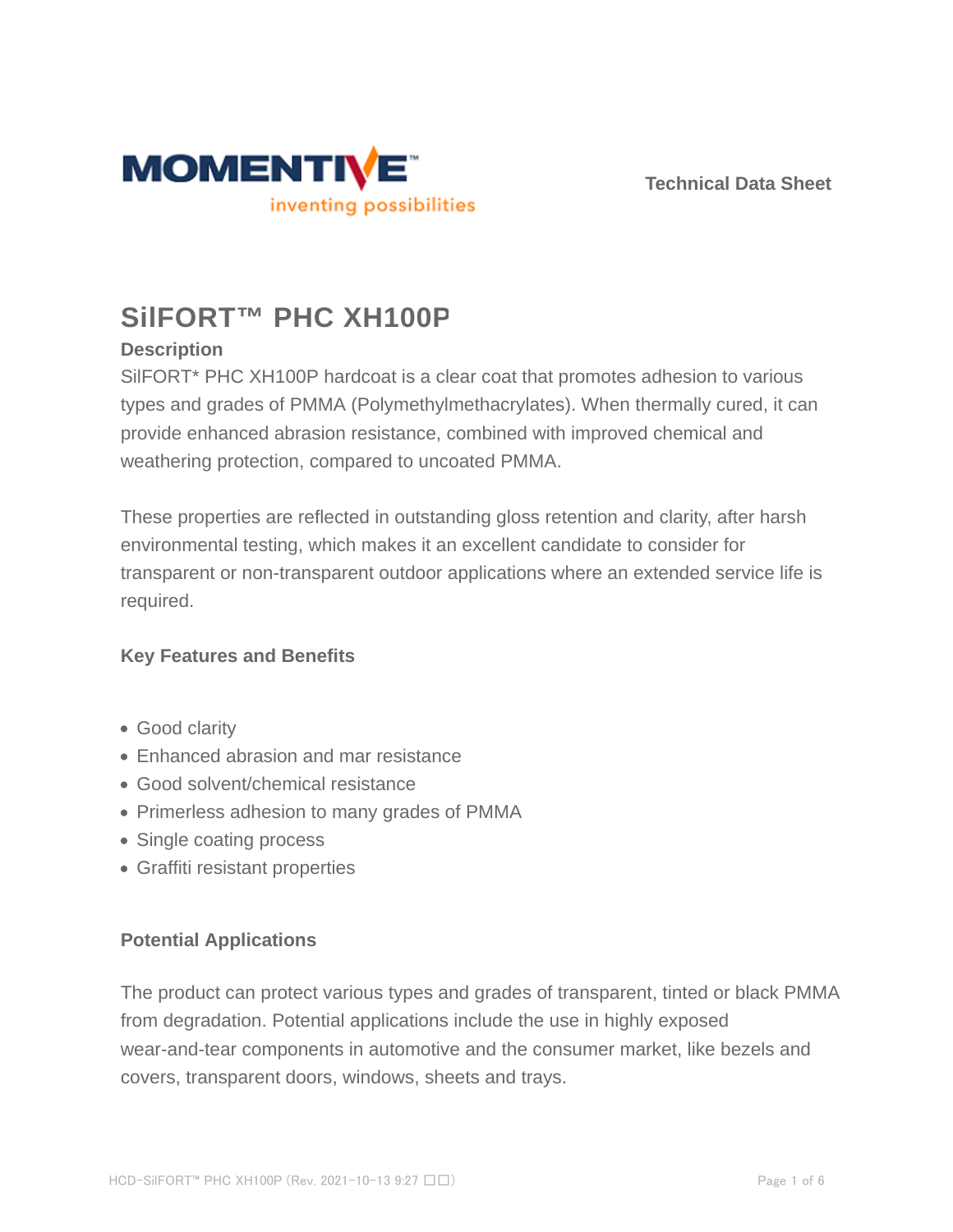Technical Data Sheet

# SilFORT™ PHC XH100P

## Description

SilFORT* PHC XH100P hardcoat is a clear coat that promotes adhesion to various types and grades of PMMA (Polymethylmethacrylates). When thermally cured, it can provide enhanced abrasion resistance, combined with improved chemical and weathering protection, compared to uncoated PMMA.

These properties are reflected in outstanding gloss retention and clarity, after harsh environmental testing, which makes it an excellent candidate to consider for transparent or non-transparent outdoor applications where an extended service life is required.

### Key Features and Benefits

- Good clarity
- Enhanced abrasion and mar resistance
- Good solvent/chemical resistance
- Primerless adhesion to many grades of PMMA
- Single coating process
- Graffiti resistant properties

### Potential Applications

The product can protect various types and grades of transparent, tinted or black PMMA from degradation. Potential applications include the use in highly exposed wear-and-tear components in automotive and the consumer market, like bezels and covers, transparent doors, windows, sheets and trays.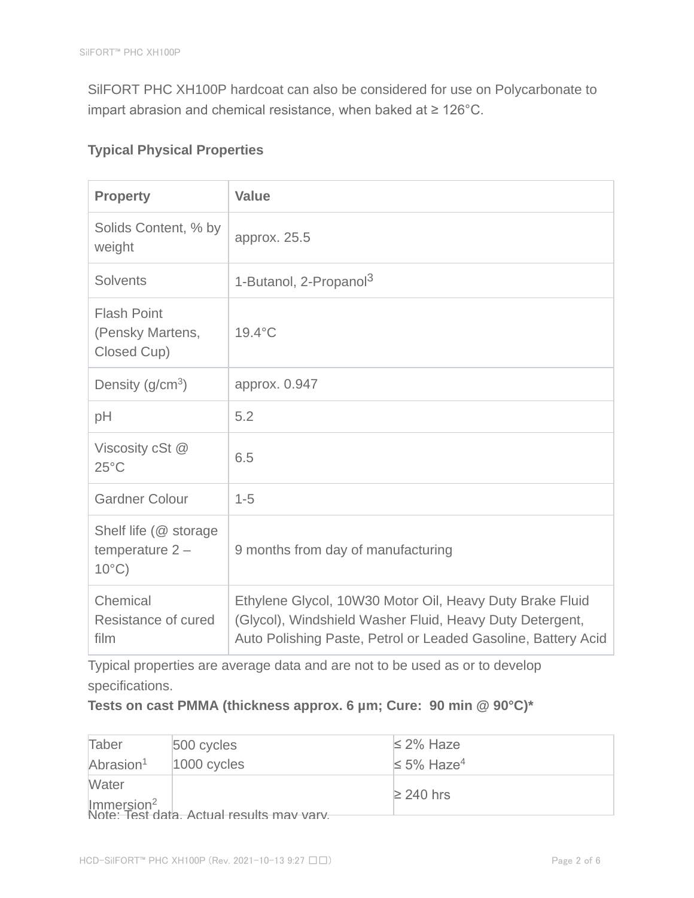SilFORT PHC XH100P hardcoat can also be considered for use on Polycarbonate to impart abrasion and chemical resistance, when baked at ≥ 126°C.

### Typical Physical Properties

| Property | Value |
|---|---|
| Solids Content, % by weight | approx. 25.5 |
| Solvents | 1-Butanol, 2-Propanol[3] |
| Flash Point (Pensky Martens, Closed Cup) | 19.4°C |
| Density (g/cm$^3$) | approx. 0.947 |
| pH | 5.2 |
| Viscosity cSt @ 25°C | 6.5 |
| Gardner Colour | 1-5 |
| Shelf life (@ storage temperature 2 – 10°C) | 9 months from day of manufacturing |
| Chemical Resistance of cured film | Ethylene Glycol, 10W30 Motor Oil, Heavy Duty Brake Fluid (Glycol), Windshield Washer Fluid, Heavy Duty Detergent, Auto Polishing Paste, Petrol or Leaded Gasoline, Battery Acid |

Typical properties are average data and are not to be used as or to develop specifications.

**Tests on cast PMMA (thickness approx. 6 µm; Cure: 90 min @ 90°C)***

| | | |
|---|---|---|
| Taber Abrasion[1] | 500 cycles<br>1000 cycles | ≤ 2% Haze<br>≤ 5% Haze[4] |
| Water Immersion[2] | | ≥ 240 hrs |

Note: Test data. Actual results may vary.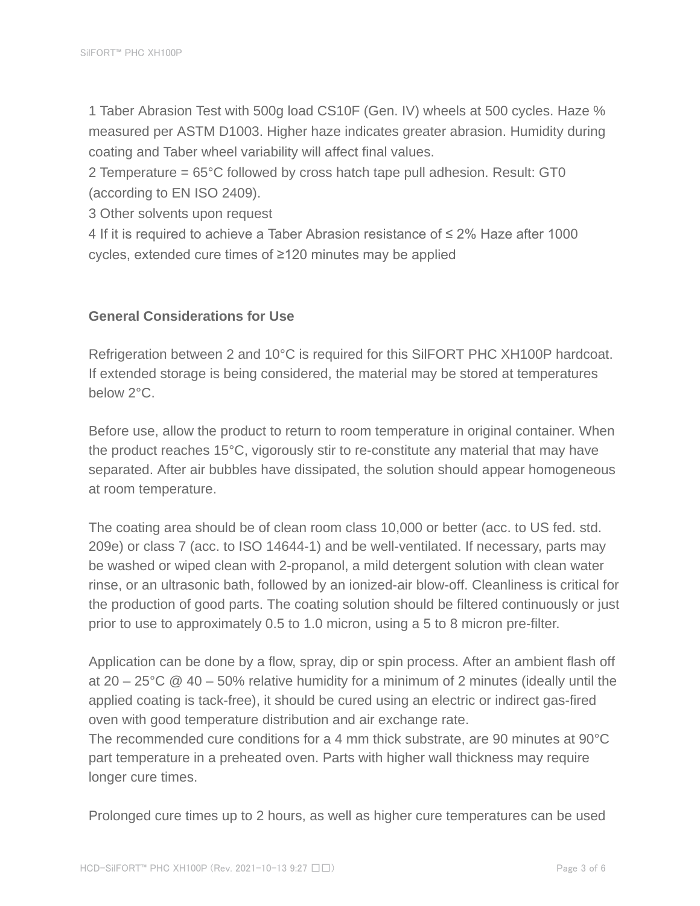1 Taber Abrasion Test with 500g load CS10F (Gen. IV) wheels at 500 cycles. Haze % measured per ASTM D1003. Higher haze indicates greater abrasion. Humidity during coating and Taber wheel variability will affect final values.

2 Temperature = 65°C followed by cross hatch tape pull adhesion. Result: GT0 (according to EN ISO 2409).

3 Other solvents upon request

4 If it is required to achieve a Taber Abrasion resistance of ≤ 2% Haze after 1000 cycles, extended cure times of ≥120 minutes may be applied

## General Considerations for Use

Refrigeration between 2 and 10°C is required for this SilFORT PHC XH100P hardcoat. If extended storage is being considered, the material may be stored at temperatures below 2°C.

Before use, allow the product to return to room temperature in original container. When the product reaches 15°C, vigorously stir to re-constitute any material that may have separated. After air bubbles have dissipated, the solution should appear homogeneous at room temperature.

The coating area should be of clean room class 10,000 or better (acc. to US fed. std. 209e) or class 7 (acc. to ISO 14644-1) and be well-ventilated. If necessary, parts may be washed or wiped clean with 2-propanol, a mild detergent solution with clean water rinse, or an ultrasonic bath, followed by an ionized-air blow-off. Cleanliness is critical for the production of good parts. The coating solution should be filtered continuously or just prior to use to approximately 0.5 to 1.0 micron, using a 5 to 8 micron pre-filter.

Application can be done by a flow, spray, dip or spin process. After an ambient flash off at 20 – 25°C @ 40 – 50% relative humidity for a minimum of 2 minutes (ideally until the applied coating is tack-free), it should be cured using an electric or indirect gas-fired oven with good temperature distribution and air exchange rate.
The recommended cure conditions for a 4 mm thick substrate, are 90 minutes at 90°C part temperature in a preheated oven. Parts with higher wall thickness may require longer cure times.

Prolonged cure times up to 2 hours, as well as higher cure temperatures can be used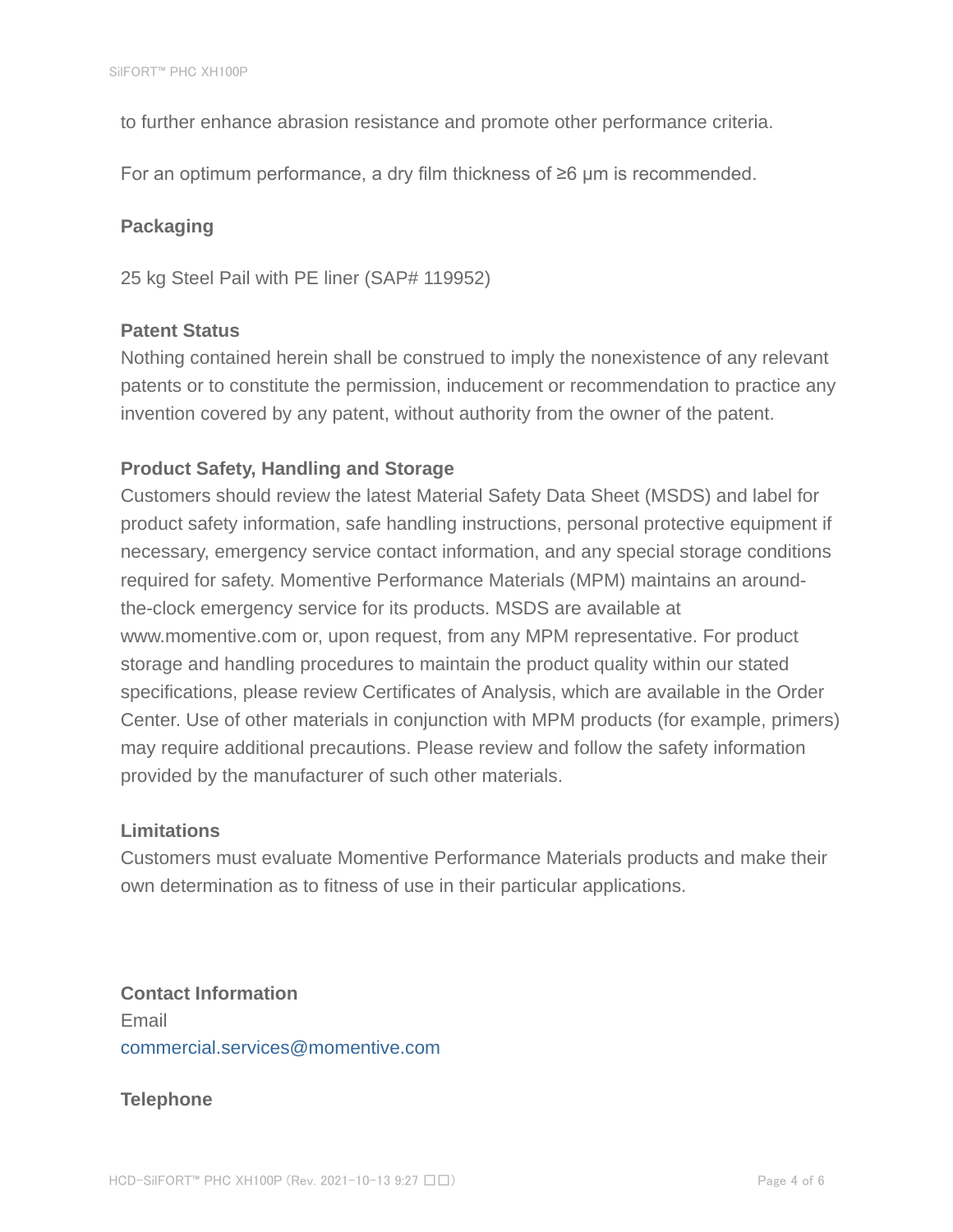to further enhance abrasion resistance and promote other performance criteria.

For an optimum performance, a dry film thickness of ≥6 μm is recommended.

### Packaging

25 kg Steel Pail with PE liner (SAP# 119952)

### Patent Status

Nothing contained herein shall be construed to imply the nonexistence of any relevant patents or to constitute the permission, inducement or recommendation to practice any invention covered by any patent, without authority from the owner of the patent.

### Product Safety, Handling and Storage

Customers should review the latest Material Safety Data Sheet (MSDS) and label for product safety information, safe handling instructions, personal protective equipment if necessary, emergency service contact information, and any special storage conditions required for safety. Momentive Performance Materials (MPM) maintains an around-the-clock emergency service for its products. MSDS are available at www.momentive.com or, upon request, from any MPM representative. For product storage and handling procedures to maintain the product quality within our stated specifications, please review Certificates of Analysis, which are available in the Order Center. Use of other materials in conjunction with MPM products (for example, primers) may require additional precautions. Please review and follow the safety information provided by the manufacturer of such other materials.

### Limitations

Customers must evaluate Momentive Performance Materials products and make their own determination as to fitness of use in their particular applications.

### Contact Information

Email

commercial.services@momentive.com

### Telephone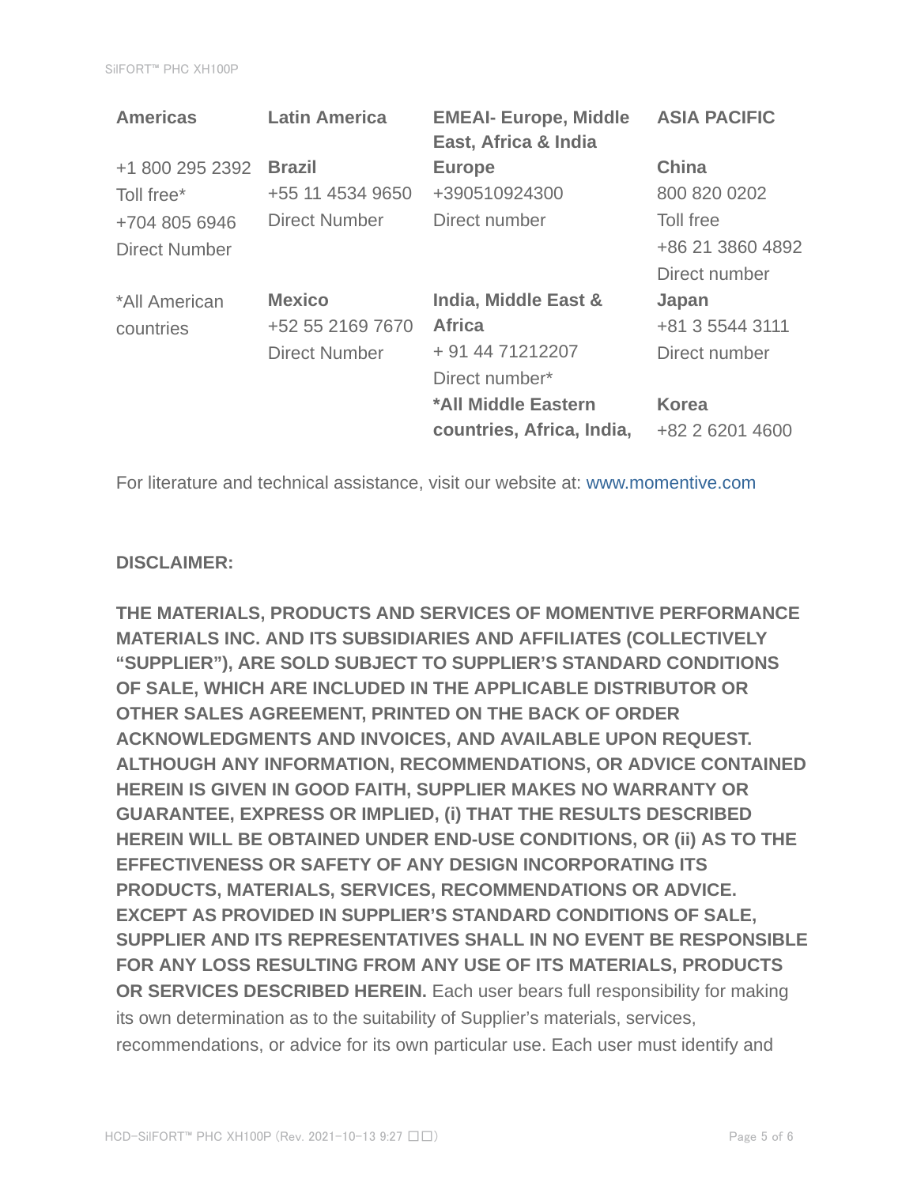| Americas | Latin America | EMEAI- Europe, Middle East, Africa & India | ASIA PACIFIC |
|---|---|---|---|
| +1 800 295 2392<br>Toll free*<br>+704 805 6946<br>Direct Number | **Brazil**<br>+55 11 4534 9650<br>Direct Number | **Europe**<br>+390510924300<br>Direct number | **China**<br>800 820 0202<br>Toll free<br>+86 21 3860 4892<br>Direct number |
| *All American countries | **Mexico**<br>+52 55 2169 7670<br>Direct Number | **India, Middle East & Africa**<br>+ 91 44 71212207<br>Direct number*<br>**\*All Middle Eastern countries, Africa, India,** | **Japan**<br>+81 3 5544 3111<br>Direct number<br><br>**Korea**<br>+82 2 6201 4600 |

For literature and technical assistance, visit our website at: www.momentive.com

**DISCLAIMER:**

**THE MATERIALS, PRODUCTS AND SERVICES OF MOMENTIVE PERFORMANCE MATERIALS INC. AND ITS SUBSIDIARIES AND AFFILIATES (COLLECTIVELY "SUPPLIER"), ARE SOLD SUBJECT TO SUPPLIER'S STANDARD CONDITIONS OF SALE, WHICH ARE INCLUDED IN THE APPLICABLE DISTRIBUTOR OR OTHER SALES AGREEMENT, PRINTED ON THE BACK OF ORDER ACKNOWLEDGMENTS AND INVOICES, AND AVAILABLE UPON REQUEST. ALTHOUGH ANY INFORMATION, RECOMMENDATIONS, OR ADVICE CONTAINED HEREIN IS GIVEN IN GOOD FAITH, SUPPLIER MAKES NO WARRANTY OR GUARANTEE, EXPRESS OR IMPLIED, (i) THAT THE RESULTS DESCRIBED HEREIN WILL BE OBTAINED UNDER END-USE CONDITIONS, OR (ii) AS TO THE EFFECTIVENESS OR SAFETY OF ANY DESIGN INCORPORATING ITS PRODUCTS, MATERIALS, SERVICES, RECOMMENDATIONS OR ADVICE. EXCEPT AS PROVIDED IN SUPPLIER'S STANDARD CONDITIONS OF SALE, SUPPLIER AND ITS REPRESENTATIVES SHALL IN NO EVENT BE RESPONSIBLE FOR ANY LOSS RESULTING FROM ANY USE OF ITS MATERIALS, PRODUCTS OR SERVICES DESCRIBED HEREIN.** Each user bears full responsibility for making its own determination as to the suitability of Supplier's materials, services, recommendations, or advice for its own particular use. Each user must identify and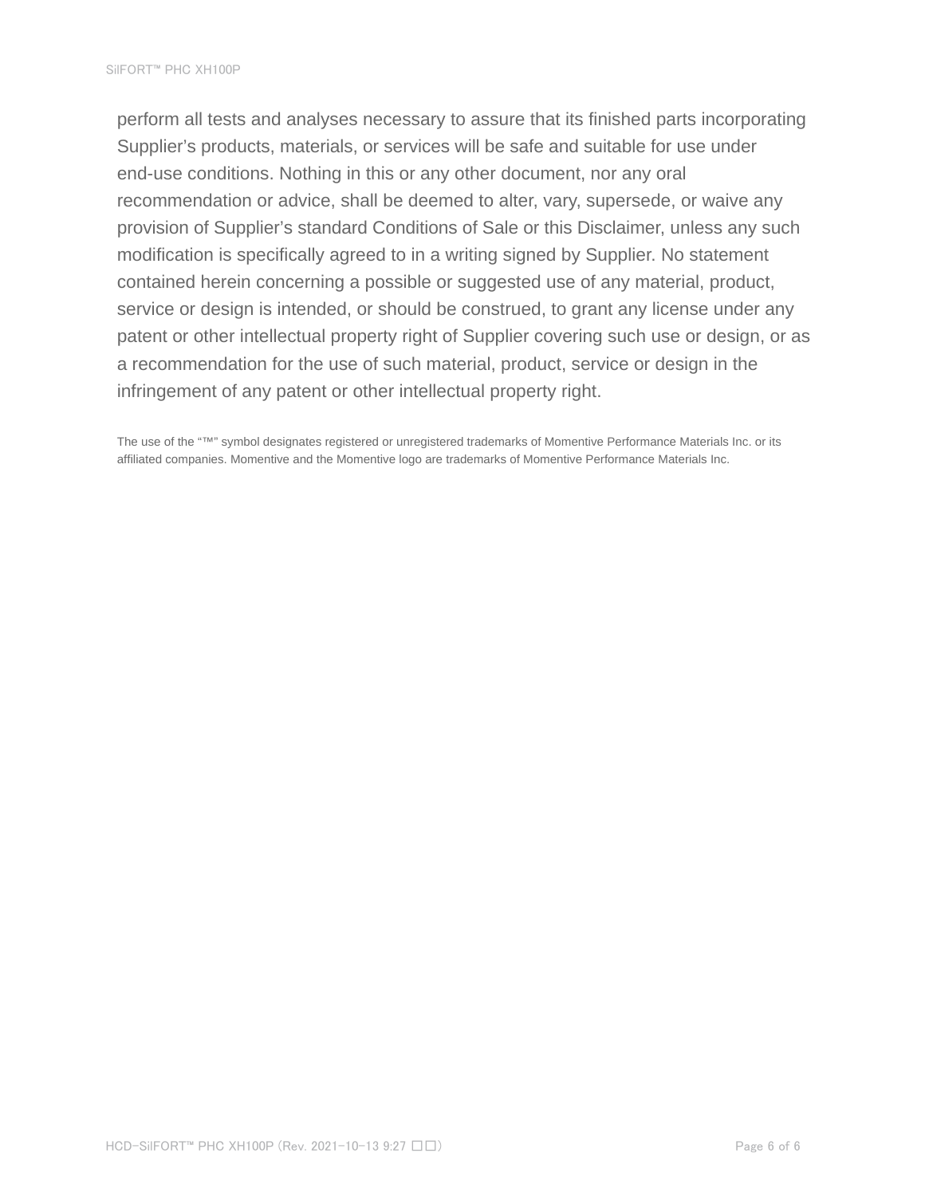perform all tests and analyses necessary to assure that its finished parts incorporating Supplier's products, materials, or services will be safe and suitable for use under end-use conditions. Nothing in this or any other document, nor any oral recommendation or advice, shall be deemed to alter, vary, supersede, or waive any provision of Supplier's standard Conditions of Sale or this Disclaimer, unless any such modification is specifically agreed to in a writing signed by Supplier. No statement contained herein concerning a possible or suggested use of any material, product, service or design is intended, or should be construed, to grant any license under any patent or other intellectual property right of Supplier covering such use or design, or as a recommendation for the use of such material, product, service or design in the infringement of any patent or other intellectual property right.

The use of the "™" symbol designates registered or unregistered trademarks of Momentive Performance Materials Inc. or its affiliated companies. Momentive and the Momentive logo are trademarks of Momentive Performance Materials Inc.